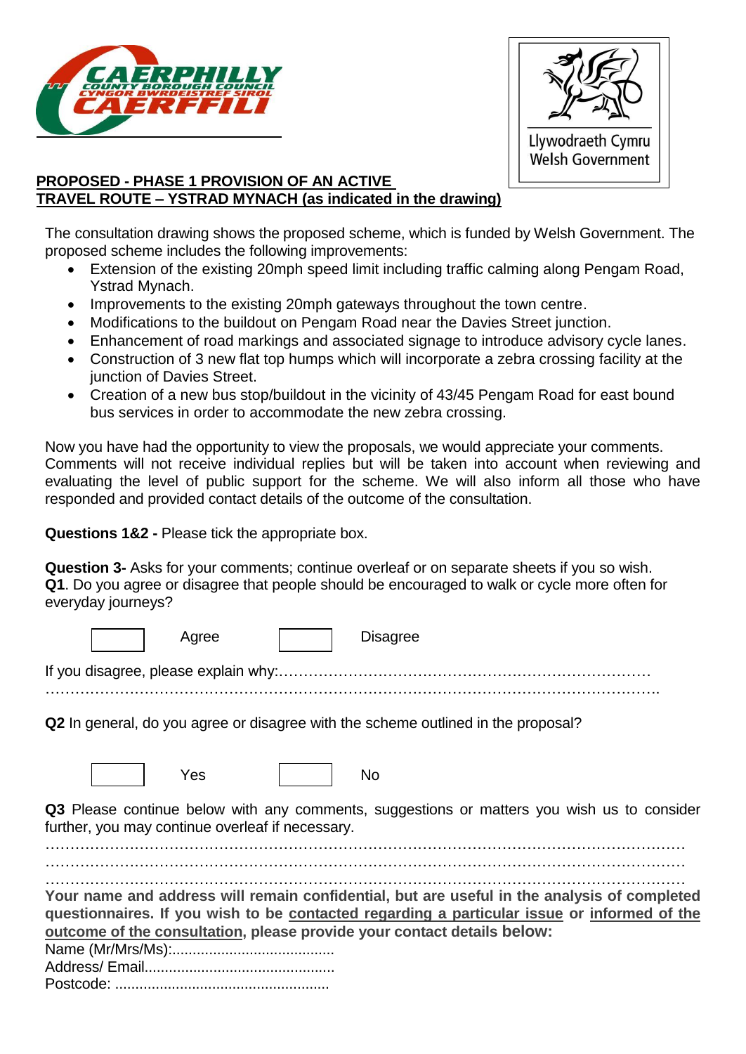## PROPOSED - PHASE 1 PROVISION OF AN ACTIVE TRAVEL ROUTE – YSTRAD MYNACH (as indicated in the drawing)

The consultation drawing shows the proposed scheme, which is funded by Welsh Government. The proposed scheme includes the following improvements:

- Extension of the existing 20mph speed limit including traffic calming along Pengam Road, Ystrad Mynach.
- Improvements to the existing 20mph gateways throughout the town centre.
- Modifications to the buildout on Pengam Road near the Davies Street junction.
- Enhancement of road markings and associated signage to introduce advisory cycle lanes.
- Construction of 3 new flat top humps which will incorporate a zebra crossing facility at the junction of Davies Street.
- Creation of a new bus stop/buildout in the vicinity of 43/45 Pengam Road for east bound bus services in order to accommodate the new zebra crossing.

Now you have had the opportunity to view the proposals, we would appreciate your comments. Comments will not receive individual replies but will be taken into account when reviewing and evaluating the level of public support for the scheme. We will also inform all those who have responded and provided contact details of the outcome of the consultation.

**Questions 1&2 -** Please tick the appropriate box.

**Question 3-** Asks for your comments; continue overleaf or on separate sheets if you so wish.

**Q1**. Do you agree or disagree that people should be encouraged to walk or cycle more often for everyday journeys?

☐ Agree ☐ Disagree

If you disagree, please explain why:…………………………………………………………………
……………………………………………………………………………………………………………

**Q2** In general, do you agree or disagree with the scheme outlined in the proposal?

☐ Yes ☐ No

**Q3** Please continue below with any comments, suggestions or matters you wish us to consider further, you may continue overleaf if necessary.

……………………………………………………………………………………………………………
……………………………………………………………………………………………………………
……………………………………………………………………………………………………………

**Your name and address will remain confidential, but are useful in the analysis of completed questionnaires. If you wish to be contacted regarding a particular issue or informed of the outcome of the consultation, please provide your contact details below:**

Name (Mr/Mrs/Ms):........................................

Address/ Email...............................................

Postcode: ....................................................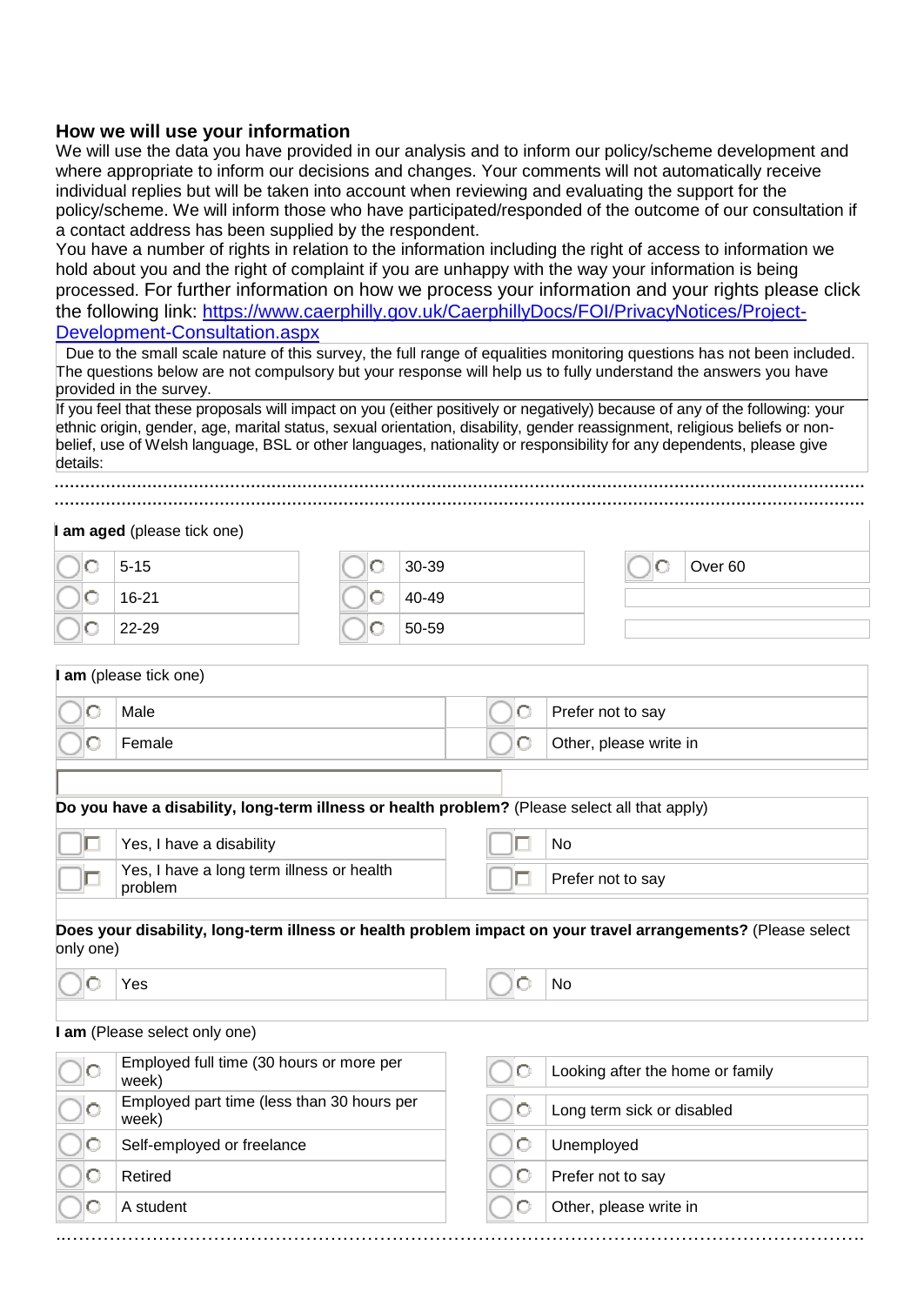## How we will use your information

We will use the data you have provided in our analysis and to inform our policy/scheme development and where appropriate to inform our decisions and changes. Your comments will not automatically receive individual replies but will be taken into account when reviewing and evaluating the support for the policy/scheme. We will inform those who have participated/responded of the outcome of our consultation if a contact address has been supplied by the respondent.

You have a number of rights in relation to the information including the right of access to information we hold about you and the right of complaint if you are unhappy with the way your information is being processed. For further information on how we process your information and your rights please click the following link: [https://www.caerphilly.gov.uk/CaerphillyDocs/FOI/PrivacyNotices/Project-Development-Consultation.aspx](https://www.caerphilly.gov.uk/CaerphillyDocs/FOI/PrivacyNotices/Project-Development-Consultation.aspx)

Due to the small scale nature of this survey, the full range of equalities monitoring questions has not been included. The questions below are not compulsory but your response will help us to fully understand the answers you have provided in the survey.

If you feel that these proposals will impact on you (either positively or negatively) because of any of the following: your ethnic origin, gender, age, marital status, sexual orientation, disability, gender reassignment, religious beliefs or non-belief, use of Welsh language, BSL or other languages, nationality or responsibility for any dependents, please give details:

............................................................................................................................................................

............................................................................................................................................................

**I am aged** (please tick one)

| | | | | | |
|---|---|---|---|---|---|
| ○ | 5-15 | ○ | 30-39 | ○ | Over 60 |
| ○ | 16-21 | ○ | 40-49 | | |
| ○ | 22-29 | ○ | 50-59 | | |

**I am** (please tick one)

| | | | |
|---|---|---|---|
| ○ | Male | ○ | Prefer not to say |
| ○ | Female | ○ | Other, please write in |

**Do you have a disability, long-term illness or health problem?** (Please select all that apply)

| | | | |
|---|---|---|---|
| ☐ | Yes, I have a disability | ☐ | No |
| ☐ | Yes, I have a long term illness or health problem | ☐ | Prefer not to say |

**Does your disability, long-term illness or health problem impact on your travel arrangements?** (Please select only one)

| | | | |
|---|---|---|---|
| ○ | Yes | ○ | No |

**I am** (Please select only one)

| | | | |
|---|---|---|---|
| ○ | Employed full time (30 hours or more per week) | ○ | Looking after the home or family |
| ○ | Employed part time (less than 30 hours per week) | ○ | Long term sick or disabled |
| ○ | Self-employed or freelance | ○ | Unemployed |
| ○ | Retired | ○ | Prefer not to say |
| ○ | A student | ○ | Other, please write in |

............................................................................................................................................................